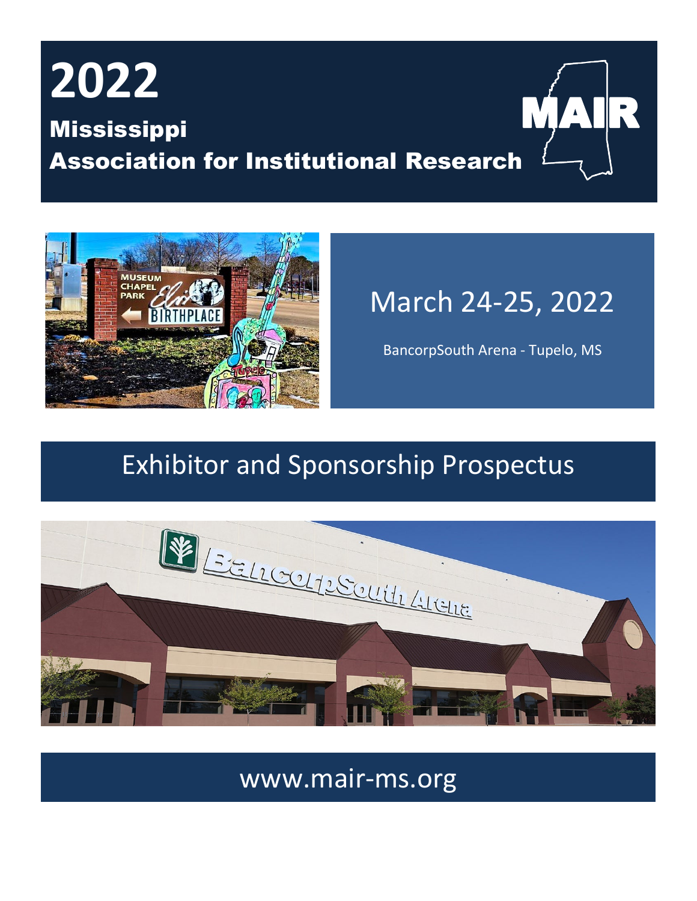# 2022

## Mississippi Association for Institutional Research

MAIR

## March 24-25, 2022

BancorpSouth Arena - Tupelo, MS

# Exhibitor and Sponsorship Prospectus

www.mair-ms.org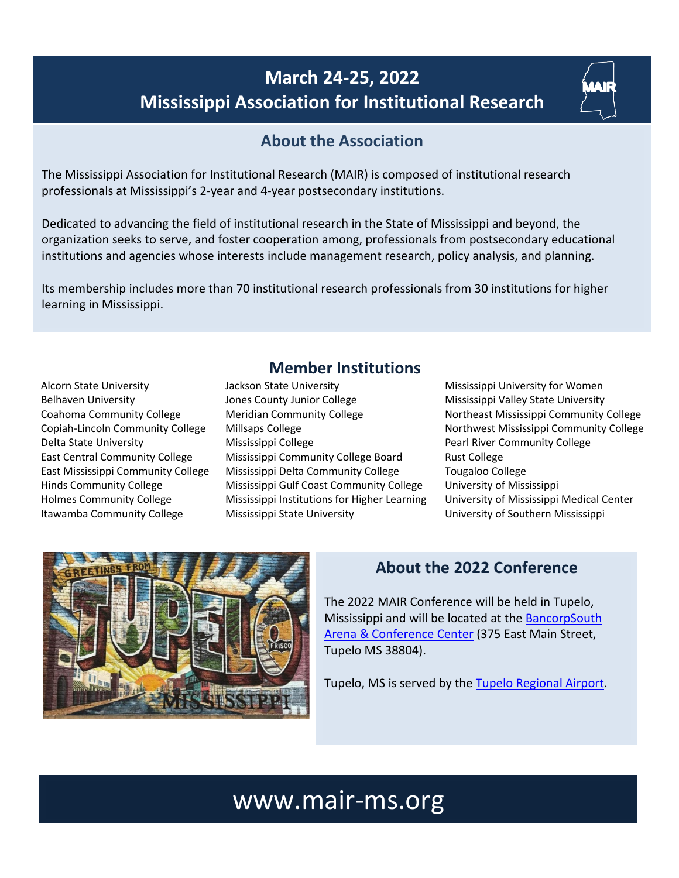# March 24-25, 2022
# Mississippi Association for Institutional Research

## About the Association

The Mississippi Association for Institutional Research (MAIR) is composed of institutional research professionals at Mississippi's 2-year and 4-year postsecondary institutions.

Dedicated to advancing the field of institutional research in the State of Mississippi and beyond, the organization seeks to serve, and foster cooperation among, professionals from postsecondary educational institutions and agencies whose interests include management research, policy analysis, and planning.

Its membership includes more than 70 institutional research professionals from 30 institutions for higher learning in Mississippi.

## Member Institutions

Alcorn State University
Belhaven University
Coahoma Community College
Copiah-Lincoln Community College
Delta State University
East Central Community College
East Mississippi Community College
Hinds Community College
Holmes Community College
Itawamba Community College
Jackson State University
Jones County Junior College
Meridian Community College
Millsaps College
Mississippi College
Mississippi Community College Board
Mississippi Delta Community College
Mississippi Gulf Coast Community College
Mississippi Institutions for Higher Learning
Mississippi State University
Mississippi University for Women
Mississippi Valley State University
Northeast Mississippi Community College
Northwest Mississippi Community College
Pearl River Community College
Rust College
Tougaloo College
University of Mississippi
University of Mississippi Medical Center
University of Southern Mississippi

## About the 2022 Conference

The 2022 MAIR Conference will be held in Tupelo, Mississippi and will be located at the BancorpSouth Arena & Conference Center (375 East Main Street, Tupelo MS 38804).

Tupelo, MS is served by the Tupelo Regional Airport.

www.mair-ms.org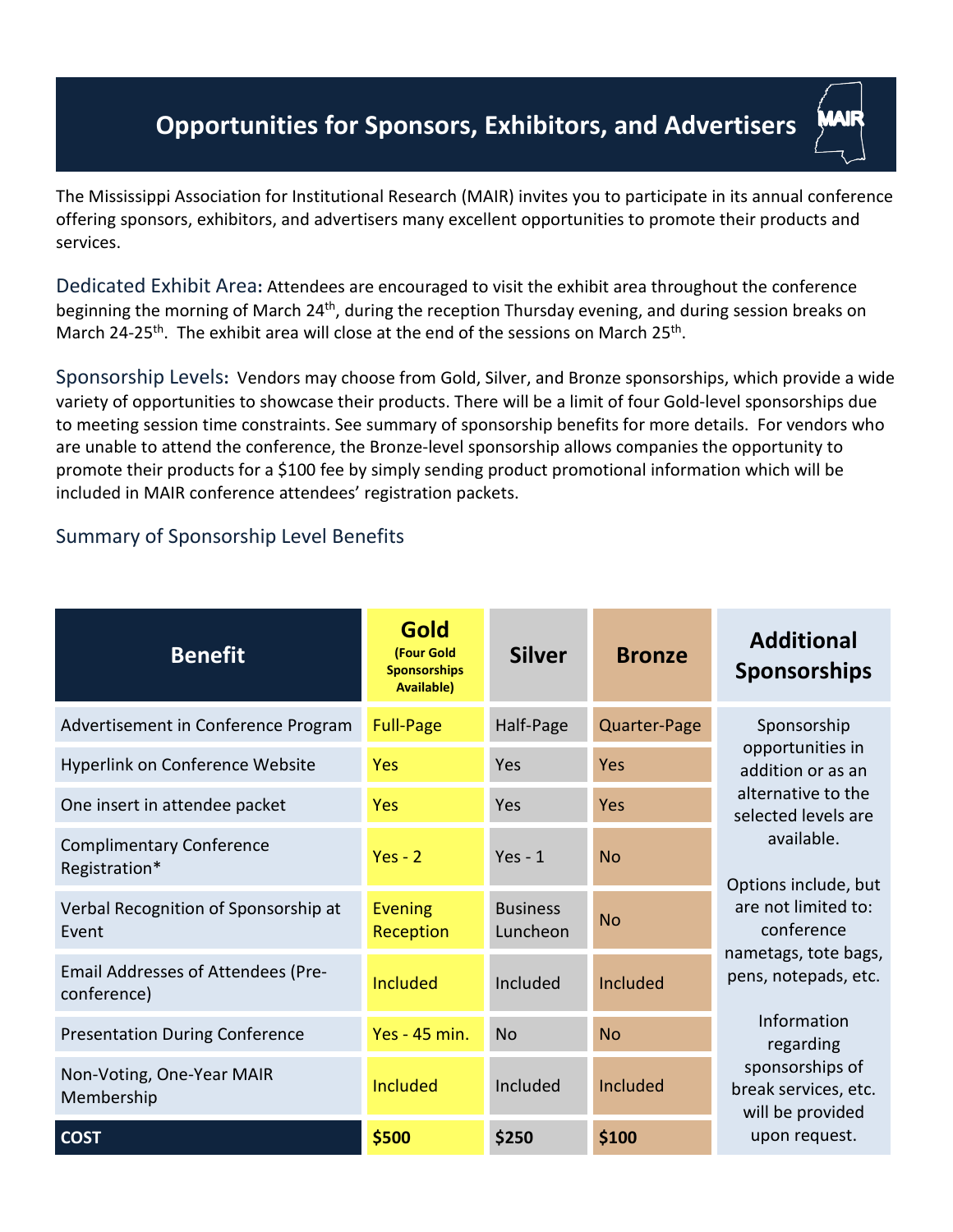# Opportunities for Sponsors, Exhibitors, and Advertisers

The Mississippi Association for Institutional Research (MAIR) invites you to participate in its annual conference offering sponsors, exhibitors, and advertisers many excellent opportunities to promote their products and services.

**Dedicated Exhibit Area:** Attendees are encouraged to visit the exhibit area throughout the conference beginning the morning of March 24th, during the reception Thursday evening, and during session breaks on March 24-25th. The exhibit area will close at the end of the sessions on March 25th.

**Sponsorship Levels:** Vendors may choose from Gold, Silver, and Bronze sponsorships, which provide a wide variety of opportunities to showcase their products. There will be a limit of four Gold-level sponsorships due to meeting session time constraints. See summary of sponsorship benefits for more details. For vendors who are unable to attend the conference, the Bronze-level sponsorship allows companies the opportunity to promote their products for a $100 fee by simply sending product promotional information which will be included in MAIR conference attendees' registration packets.

## Summary of Sponsorship Level Benefits

| Benefit | Gold (Four Gold Sponsorships Available) | Silver | Bronze | Additional Sponsorships |
|---|---|---|---|---|
| Advertisement in Conference Program | Full-Page | Half-Page | Quarter-Page | Sponsorship opportunities in addition or as an alternative to the selected levels are available. Options include, but are not limited to: conference nametags, tote bags, pens, notepads, etc. Information regarding sponsorships of break services, etc. will be provided upon request. |
| Hyperlink on Conference Website | Yes | Yes | Yes | |
| One insert in attendee packet | Yes | Yes | Yes | |
| Complimentary Conference Registration* | Yes - 2 | Yes - 1 | No | |
| Verbal Recognition of Sponsorship at Event | Evening Reception | Business Luncheon | No | |
| Email Addresses of Attendees (Pre-conference) | Included | Included | Included | |
| Presentation During Conference | Yes - 45 min. | No | No | |
| Non-Voting, One-Year MAIR Membership | Included | Included | Included | |
| **COST** | **$500** | **$250** | **$100** | |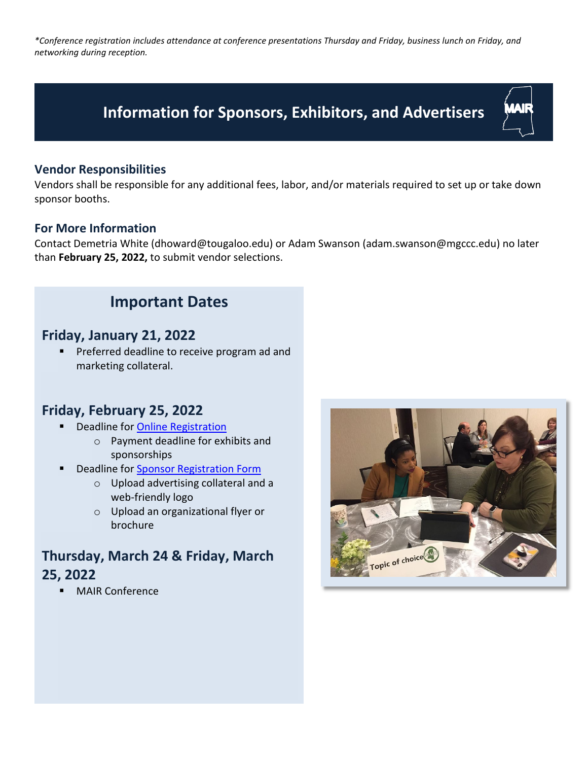*\*Conference registration includes attendance at conference presentations Thursday and Friday, business lunch on Friday, and networking during reception.*

# Information for Sponsors, Exhibitors, and Advertisers

### Vendor Responsibilities

Vendors shall be responsible for any additional fees, labor, and/or materials required to set up or take down sponsor booths.

### For More Information

Contact Demetria White (dhoward@tougaloo.edu) or Adam Swanson (adam.swanson@mgccc.edu) no later than **February 25, 2022,** to submit vendor selections.

## Important Dates

### Friday, January 21, 2022

- Preferred deadline to receive program ad and marketing collateral.

### Friday, February 25, 2022

- Deadline for Online Registration
  - Payment deadline for exhibits and sponsorships
- Deadline for Sponsor Registration Form
  - Upload advertising collateral and a web-friendly logo
  - Upload an organizational flyer or brochure

### Thursday, March 24 & Friday, March 25, 2022

- MAIR Conference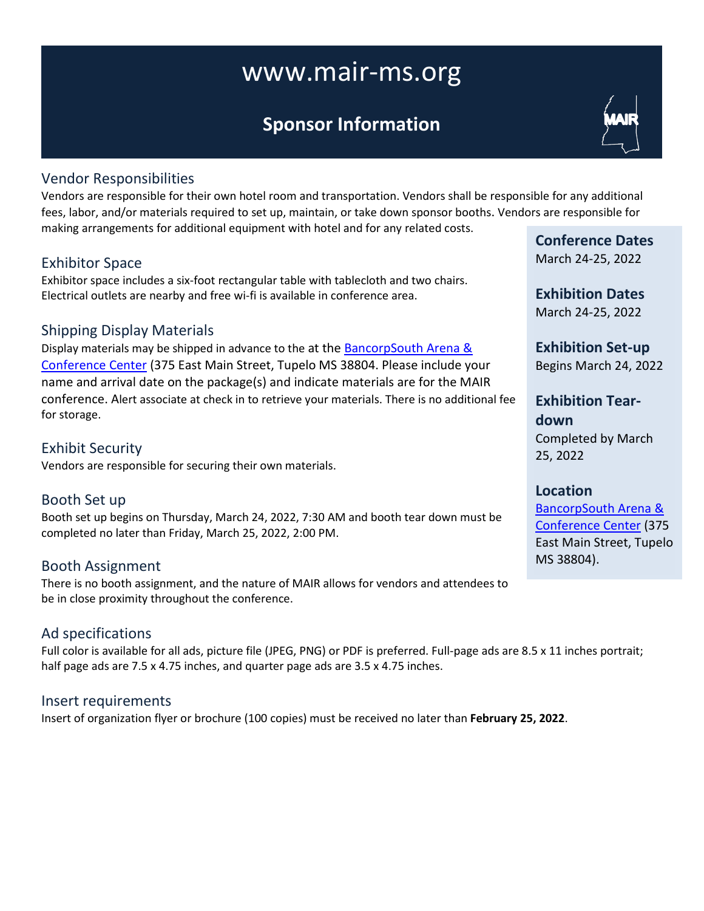# www.mair-ms.org

## Sponsor Information

### Vendor Responsibilities

Vendors are responsible for their own hotel room and transportation. Vendors shall be responsible for any additional fees, labor, and/or materials required to set up, maintain, or take down sponsor booths. Vendors are responsible for making arrangements for additional equipment with hotel and for any related costs.

### Exhibitor Space

Exhibitor space includes a six-foot rectangular table with tablecloth and two chairs. Electrical outlets are nearby and free wi-fi is available in conference area.

### Shipping Display Materials

Display materials may be shipped in advance to the at the BancorpSouth Arena & Conference Center (375 East Main Street, Tupelo MS 38804. Please include your name and arrival date on the package(s) and indicate materials are for the MAIR conference. Alert associate at check in to retrieve your materials. There is no additional fee for storage.

### Exhibit Security

Vendors are responsible for securing their own materials.

### Booth Set up

Booth set up begins on Thursday, March 24, 2022, 7:30 AM and booth tear down must be completed no later than Friday, March 25, 2022, 2:00 PM.

### Booth Assignment

There is no booth assignment, and the nature of MAIR allows for vendors and attendees to be in close proximity throughout the conference.

### Ad specifications

Full color is available for all ads, picture file (JPEG, PNG) or PDF is preferred. Full-page ads are 8.5 x 11 inches portrait; half page ads are 7.5 x 4.75 inches, and quarter page ads are 3.5 x 4.75 inches.

### Insert requirements

Insert of organization flyer or brochure (100 copies) must be received no later than **February 25, 2022**.

**Conference Dates**
March 24-25, 2022

**Exhibition Dates**
March 24-25, 2022

**Exhibition Set-up**
Begins March 24, 2022

**Exhibition Tear-down**
Completed by March 25, 2022

**Location**
BancorpSouth Arena & Conference Center (375 East Main Street, Tupelo MS 38804).